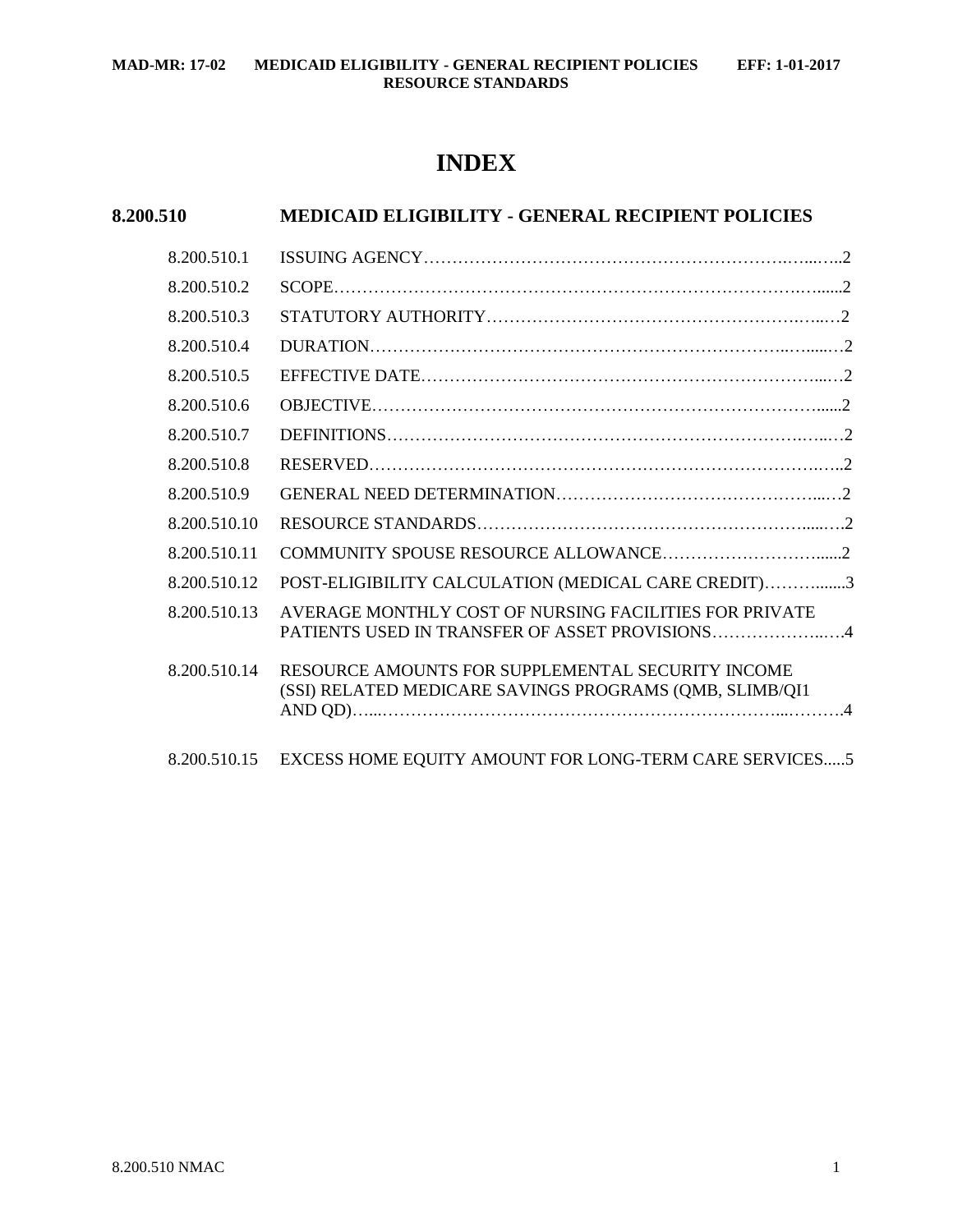# INDEX

## 8.200.510 MEDICAID ELIGIBILITY - GENERAL RECIPIENT POLICIES

| | | |
|---|---|---|
| 8.200.510.1 | ISSUING AGENCY | 2 |
| 8.200.510.2 | SCOPE | 2 |
| 8.200.510.3 | STATUTORY AUTHORITY | 2 |
| 8.200.510.4 | DURATION | 2 |
| 8.200.510.5 | EFFECTIVE DATE | 2 |
| 8.200.510.6 | OBJECTIVE | 2 |
| 8.200.510.7 | DEFINITIONS | 2 |
| 8.200.510.8 | RESERVED | 2 |
| 8.200.510.9 | GENERAL NEED DETERMINATION | 2 |
| 8.200.510.10 | RESOURCE STANDARDS | 2 |
| 8.200.510.11 | COMMUNITY SPOUSE RESOURCE ALLOWANCE | 2 |
| 8.200.510.12 | POST-ELIGIBILITY CALCULATION (MEDICAL CARE CREDIT) | 3 |
| 8.200.510.13 | AVERAGE MONTHLY COST OF NURSING FACILITIES FOR PRIVATE PATIENTS USED IN TRANSFER OF ASSET PROVISIONS | 4 |
| 8.200.510.14 | RESOURCE AMOUNTS FOR SUPPLEMENTAL SECURITY INCOME (SSI) RELATED MEDICARE SAVINGS PROGRAMS (QMB, SLIMB/QI1 AND QD) | 4 |
| 8.200.510.15 | EXCESS HOME EQUITY AMOUNT FOR LONG-TERM CARE SERVICES | 5 |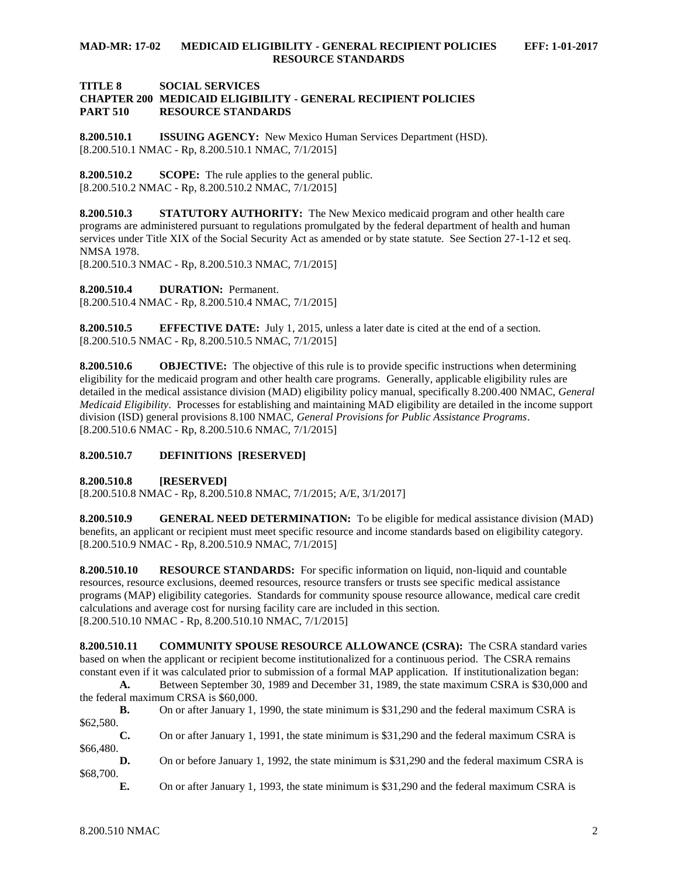**TITLE 8 SOCIAL SERVICES**
**CHAPTER 200 MEDICAID ELIGIBILITY - GENERAL RECIPIENT POLICIES**
**PART 510 RESOURCE STANDARDS**

**8.200.510.1 ISSUING AGENCY:** New Mexico Human Services Department (HSD).
[8.200.510.1 NMAC - Rp, 8.200.510.1 NMAC, 7/1/2015]

**8.200.510.2 SCOPE:** The rule applies to the general public.
[8.200.510.2 NMAC - Rp, 8.200.510.2 NMAC, 7/1/2015]

**8.200.510.3 STATUTORY AUTHORITY:** The New Mexico medicaid program and other health care programs are administered pursuant to regulations promulgated by the federal department of health and human services under Title XIX of the Social Security Act as amended or by state statute. See Section 27-1-12 et seq. NMSA 1978.
[8.200.510.3 NMAC - Rp, 8.200.510.3 NMAC, 7/1/2015]

**8.200.510.4 DURATION:** Permanent.
[8.200.510.4 NMAC - Rp, 8.200.510.4 NMAC, 7/1/2015]

**8.200.510.5 EFFECTIVE DATE:** July 1, 2015, unless a later date is cited at the end of a section.
[8.200.510.5 NMAC - Rp, 8.200.510.5 NMAC, 7/1/2015]

**8.200.510.6 OBJECTIVE:** The objective of this rule is to provide specific instructions when determining eligibility for the medicaid program and other health care programs. Generally, applicable eligibility rules are detailed in the medical assistance division (MAD) eligibility policy manual, specifically 8.200.400 NMAC, *General Medicaid Eligibility*. Processes for establishing and maintaining MAD eligibility are detailed in the income support division (ISD) general provisions 8.100 NMAC, *General Provisions for Public Assistance Programs*.
[8.200.510.6 NMAC - Rp, 8.200.510.6 NMAC, 7/1/2015]

**8.200.510.7 DEFINITIONS [RESERVED]**

**8.200.510.8 [RESERVED]**
[8.200.510.8 NMAC - Rp, 8.200.510.8 NMAC, 7/1/2015; A/E, 3/1/2017]

**8.200.510.9 GENERAL NEED DETERMINATION:** To be eligible for medical assistance division (MAD) benefits, an applicant or recipient must meet specific resource and income standards based on eligibility category.
[8.200.510.9 NMAC - Rp, 8.200.510.9 NMAC, 7/1/2015]

**8.200.510.10 RESOURCE STANDARDS:** For specific information on liquid, non-liquid and countable resources, resource exclusions, deemed resources, resource transfers or trusts see specific medical assistance programs (MAP) eligibility categories. Standards for community spouse resource allowance, medical care credit calculations and average cost for nursing facility care are included in this section.
[8.200.510.10 NMAC - Rp, 8.200.510.10 NMAC, 7/1/2015]

**8.200.510.11 COMMUNITY SPOUSE RESOURCE ALLOWANCE (CSRA):** The CSRA standard varies based on when the applicant or recipient become institutionalized for a continuous period. The CSRA remains constant even if it was calculated prior to submission of a formal MAP application. If institutionalization began:

**A.** Between September 30, 1989 and December 31, 1989, the state maximum CSRA is $30,000 and the federal maximum CRSA is $60,000.

**B.** On or after January 1, 1990, the state minimum is $31,290 and the federal maximum CSRA is $62,580.

**C.** On or after January 1, 1991, the state minimum is $31,290 and the federal maximum CSRA is $66,480.

**D.** On or before January 1, 1992, the state minimum is $31,290 and the federal maximum CSRA is $68,700.

**E.** On or after January 1, 1993, the state minimum is $31,290 and the federal maximum CSRA is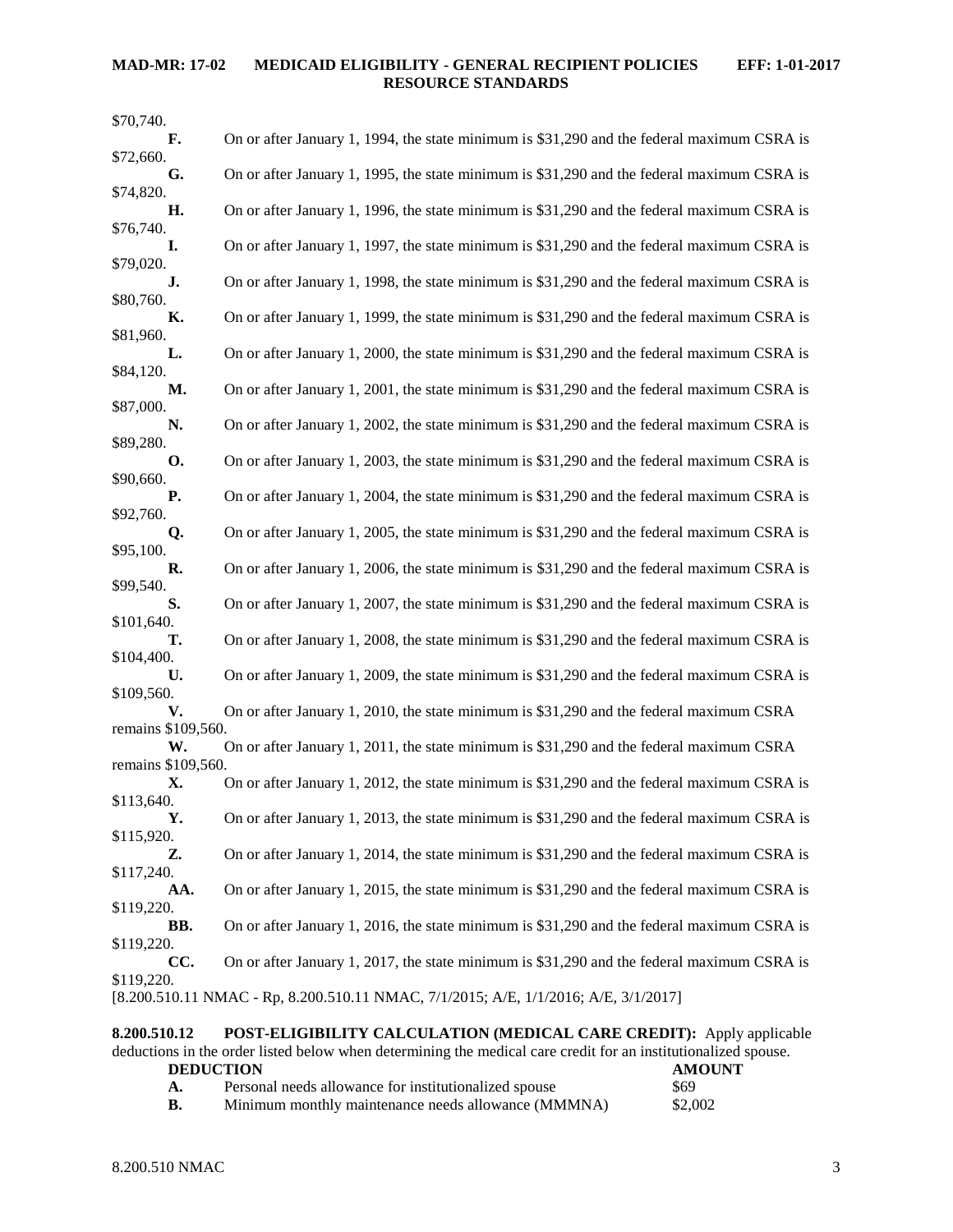$70,740.

**F.** On or after January 1, 1994, the state minimum is $31,290 and the federal maximum CSRA is $72,660.

**G.** On or after January 1, 1995, the state minimum is $31,290 and the federal maximum CSRA is $74,820.

**H.** On or after January 1, 1996, the state minimum is $31,290 and the federal maximum CSRA is $76,740.

**I.** On or after January 1, 1997, the state minimum is $31,290 and the federal maximum CSRA is $79,020.

**J.** On or after January 1, 1998, the state minimum is $31,290 and the federal maximum CSRA is $80,760.

**K.** On or after January 1, 1999, the state minimum is $31,290 and the federal maximum CSRA is $81,960.

**L.** On or after January 1, 2000, the state minimum is $31,290 and the federal maximum CSRA is $84,120.

**M.** On or after January 1, 2001, the state minimum is $31,290 and the federal maximum CSRA is $87,000.

**N.** On or after January 1, 2002, the state minimum is $31,290 and the federal maximum CSRA is $89,280.

**O.** On or after January 1, 2003, the state minimum is $31,290 and the federal maximum CSRA is $90,660.

**P.** On or after January 1, 2004, the state minimum is $31,290 and the federal maximum CSRA is $92,760.

**Q.** On or after January 1, 2005, the state minimum is $31,290 and the federal maximum CSRA is $95,100.

**R.** On or after January 1, 2006, the state minimum is $31,290 and the federal maximum CSRA is $99,540.

**S.** On or after January 1, 2007, the state minimum is $31,290 and the federal maximum CSRA is $101,640.

**T.** On or after January 1, 2008, the state minimum is $31,290 and the federal maximum CSRA is $104,400.

**U.** On or after January 1, 2009, the state minimum is $31,290 and the federal maximum CSRA is $109,560.

**V.** On or after January 1, 2010, the state minimum is $31,290 and the federal maximum CSRA remains $109,560.

**W.** On or after January 1, 2011, the state minimum is $31,290 and the federal maximum CSRA remains $109,560.

**X.** On or after January 1, 2012, the state minimum is $31,290 and the federal maximum CSRA is $113,640.

**Y.** On or after January 1, 2013, the state minimum is $31,290 and the federal maximum CSRA is $115,920.

**Z.** On or after January 1, 2014, the state minimum is $31,290 and the federal maximum CSRA is $117,240.

**AA.** On or after January 1, 2015, the state minimum is $31,290 and the federal maximum CSRA is $119,220.

**BB.** On or after January 1, 2016, the state minimum is $31,290 and the federal maximum CSRA is $119,220.

**CC.** On or after January 1, 2017, the state minimum is $31,290 and the federal maximum CSRA is $119,220.

[8.200.510.11 NMAC - Rp, 8.200.510.11 NMAC, 7/1/2015; A/E, 1/1/2016; A/E, 3/1/2017]

**8.200.510.12 POST-ELIGIBILITY CALCULATION (MEDICAL CARE CREDIT):** Apply applicable deductions in the order listed below when determining the medical care credit for an institutionalized spouse.

| | DEDUCTION | AMOUNT |
|---|---|---|
| A. | Personal needs allowance for institutionalized spouse | $69 |
| B. | Minimum monthly maintenance needs allowance (MMMNA) | $2,002 |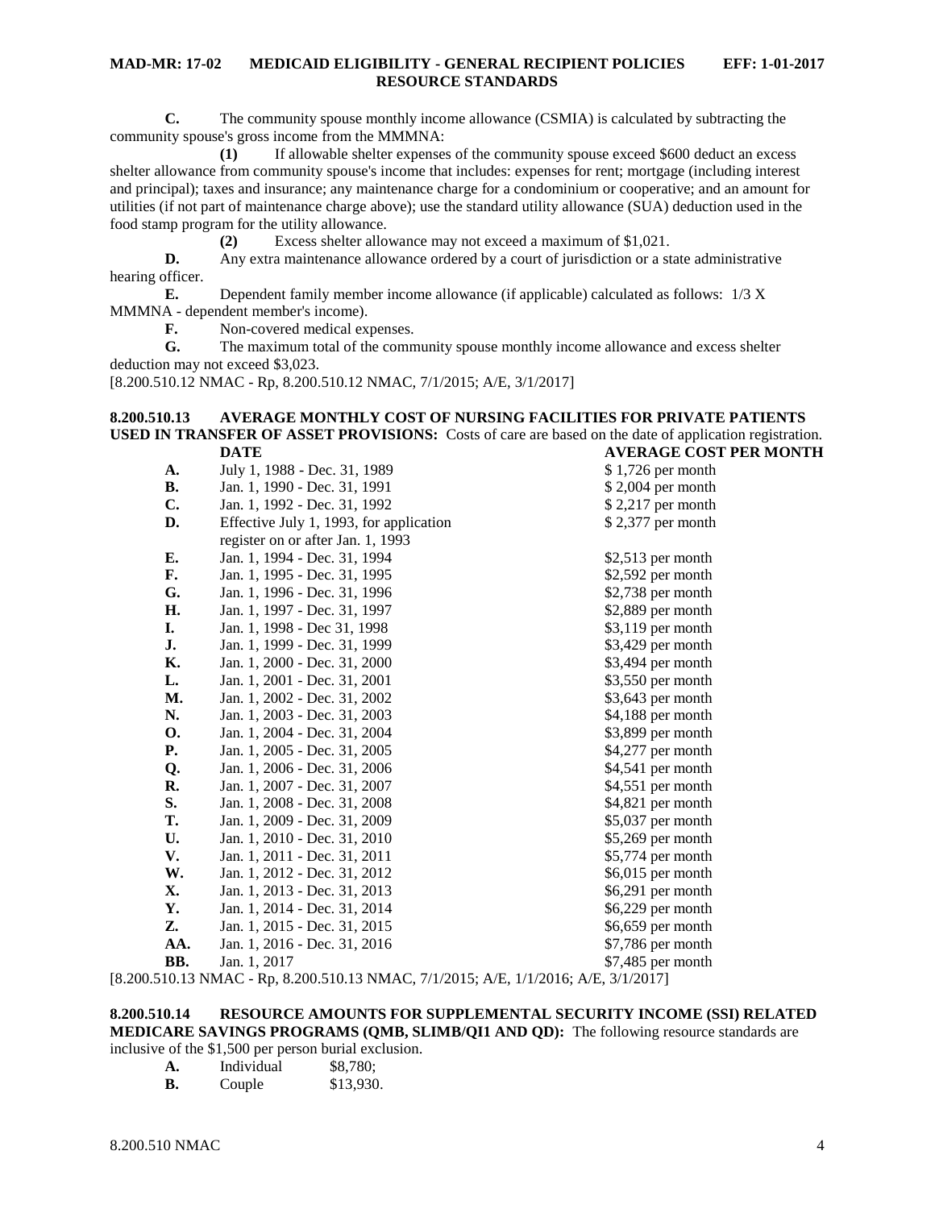**C.** The community spouse monthly income allowance (CSMIA) is calculated by subtracting the community spouse's gross income from the MMMNA:

**(1)** If allowable shelter expenses of the community spouse exceed $600 deduct an excess shelter allowance from community spouse's income that includes: expenses for rent; mortgage (including interest and principal); taxes and insurance; any maintenance charge for a condominium or cooperative; and an amount for utilities (if not part of maintenance charge above); use the standard utility allowance (SUA) deduction used in the food stamp program for the utility allowance.

**(2)** Excess shelter allowance may not exceed a maximum of $1,021.

**D.** Any extra maintenance allowance ordered by a court of jurisdiction or a state administrative hearing officer.

**E.** Dependent family member income allowance (if applicable) calculated as follows: 1/3 X MMMNA - dependent member's income).

**F.** Non-covered medical expenses.

**G.** The maximum total of the community spouse monthly income allowance and excess shelter deduction may not exceed $3,023.

[8.200.510.12 NMAC - Rp, 8.200.510.12 NMAC, 7/1/2015; A/E, 3/1/2017]

**8.200.510.13 AVERAGE MONTHLY COST OF NURSING FACILITIES FOR PRIVATE PATIENTS USED IN TRANSFER OF ASSET PROVISIONS:** Costs of care are based on the date of application registration.

| | DATE | AVERAGE COST PER MONTH |
|---|---|---|
| **A.** | July 1, 1988 - Dec. 31, 1989 | $ 1,726 per month |
| **B.** | Jan. 1, 1990 - Dec. 31, 1991 | $ 2,004 per month |
| **C.** | Jan. 1, 1992 - Dec. 31, 1992 | $ 2,217 per month |
| **D.** | Effective July 1, 1993, for application register on or after Jan. 1, 1993 | $ 2,377 per month |
| **E.** | Jan. 1, 1994 - Dec. 31, 1994 | $2,513 per month |
| **F.** | Jan. 1, 1995 - Dec. 31, 1995 | $2,592 per month |
| **G.** | Jan. 1, 1996 - Dec. 31, 1996 | $2,738 per month |
| **H.** | Jan. 1, 1997 - Dec. 31, 1997 | $2,889 per month |
| **I.** | Jan. 1, 1998 - Dec 31, 1998 | $3,119 per month |
| **J.** | Jan. 1, 1999 - Dec. 31, 1999 | $3,429 per month |
| **K.** | Jan. 1, 2000 - Dec. 31, 2000 | $3,494 per month |
| **L.** | Jan. 1, 2001 - Dec. 31, 2001 | $3,550 per month |
| **M.** | Jan. 1, 2002 - Dec. 31, 2002 | $3,643 per month |
| **N.** | Jan. 1, 2003 - Dec. 31, 2003 | $4,188 per month |
| **O.** | Jan. 1, 2004 - Dec. 31, 2004 | $3,899 per month |
| **P.** | Jan. 1, 2005 - Dec. 31, 2005 | $4,277 per month |
| **Q.** | Jan. 1, 2006 - Dec. 31, 2006 | $4,541 per month |
| **R.** | Jan. 1, 2007 - Dec. 31, 2007 | $4,551 per month |
| **S.** | Jan. 1, 2008 - Dec. 31, 2008 | $4,821 per month |
| **T.** | Jan. 1, 2009 - Dec. 31, 2009 | $5,037 per month |
| **U.** | Jan. 1, 2010 - Dec. 31, 2010 | $5,269 per month |
| **V.** | Jan. 1, 2011 - Dec. 31, 2011 | $5,774 per month |
| **W.** | Jan. 1, 2012 - Dec. 31, 2012 | $6,015 per month |
| **X.** | Jan. 1, 2013 - Dec. 31, 2013 | $6,291 per month |
| **Y.** | Jan. 1, 2014 - Dec. 31, 2014 | $6,229 per month |
| **Z.** | Jan. 1, 2015 - Dec. 31, 2015 | $6,659 per month |
| **AA.** | Jan. 1, 2016 - Dec. 31, 2016 | $7,786 per month |
| **BB.** | Jan. 1, 2017 | $7,485 per month |

[8.200.510.13 NMAC - Rp, 8.200.510.13 NMAC, 7/1/2015; A/E, 1/1/2016; A/E, 3/1/2017]

**8.200.510.14 RESOURCE AMOUNTS FOR SUPPLEMENTAL SECURITY INCOME (SSI) RELATED MEDICARE SAVINGS PROGRAMS (QMB, SLIMB/QI1 AND QD):** The following resource standards are inclusive of the $1,500 per person burial exclusion.

**A.** Individual $8,780;

**B.** Couple $13,930.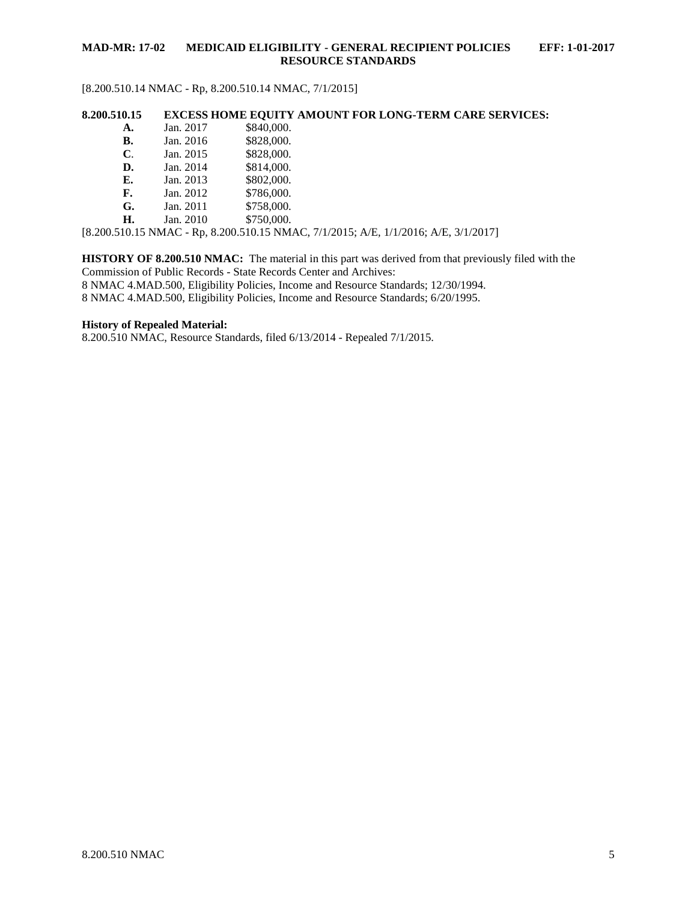[8.200.510.14 NMAC - Rp, 8.200.510.14 NMAC, 7/1/2015]

**8.200.510.15 EXCESS HOME EQUITY AMOUNT FOR LONG-TERM CARE SERVICES:**

**A.** Jan. 2017 $840,000.
**B.** Jan. 2016 $828,000.
**C.** Jan. 2015 $828,000.
**D.** Jan. 2014 $814,000.
**E.** Jan. 2013 $802,000.
**F.** Jan. 2012 $786,000.
**G.** Jan. 2011 $758,000.
**H.** Jan. 2010 $750,000.

[8.200.510.15 NMAC - Rp, 8.200.510.15 NMAC, 7/1/2015; A/E, 1/1/2016; A/E, 3/1/2017]

**HISTORY OF 8.200.510 NMAC:** The material in this part was derived from that previously filed with the Commission of Public Records - State Records Center and Archives:
8 NMAC 4.MAD.500, Eligibility Policies, Income and Resource Standards; 12/30/1994.
8 NMAC 4.MAD.500, Eligibility Policies, Income and Resource Standards; 6/20/1995.

**History of Repealed Material:**
8.200.510 NMAC, Resource Standards, filed 6/13/2014 - Repealed 7/1/2015.